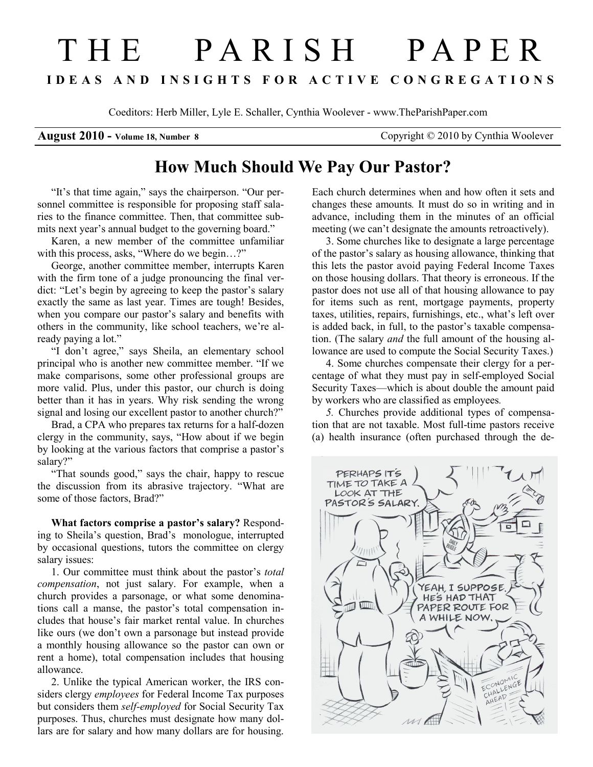# THE PARISH PAPER

**IDEAS AND INSIGHTS FOR ACTIVE CONGREGATIONS**

Coeditors: Herb Miller, Lyle E. Schaller, Cynthia Woolever - www.TheParishPaper.com

**August 2010 - Volume 18, Number 8** Copyright © 2010 by Cynthia Woolever

## How Much Should We Pay Our Pastor?

"It's that time again," says the chairperson. "Our personnel committee is responsible for proposing staff salaries to the finance committee. Then, that committee submits next year's annual budget to the governing board."

Karen, a new member of the committee unfamiliar with this process, asks, "Where do we begin…?"

George, another committee member, interrupts Karen with the firm tone of a judge pronouncing the final verdict: "Let's begin by agreeing to keep the pastor's salary exactly the same as last year. Times are tough! Besides, when you compare our pastor's salary and benefits with others in the community, like school teachers, we're already paying a lot."

"I don't agree," says Sheila, an elementary school principal who is another new committee member. "If we make comparisons, some other professional groups are more valid. Plus, under this pastor, our church is doing better than it has in years. Why risk sending the wrong signal and losing our excellent pastor to another church?"

Brad, a CPA who prepares tax returns for a half-dozen clergy in the community, says, "How about if we begin by looking at the various factors that comprise a pastor's salary?"

"That sounds good," says the chair, happy to rescue the discussion from its abrasive trajectory. "What are some of those factors, Brad?"

**What factors comprise a pastor's salary?** Responding to Sheila's question, Brad's monologue, interrupted by occasional questions, tutors the committee on clergy salary issues:

1. Our committee must think about the pastor's *total compensation*, not just salary. For example, when a church provides a parsonage, or what some denominations call a manse, the pastor's total compensation includes that house's fair market rental value. In churches like ours (we don't own a parsonage but instead provide a monthly housing allowance so the pastor can own or rent a home), total compensation includes that housing allowance.

2. Unlike the typical American worker, the IRS considers clergy *employees* for Federal Income Tax purposes but considers them *self-employed* for Social Security Tax purposes. Thus, churches must designate how many dollars are for salary and how many dollars are for housing. Each church determines when and how often it sets and changes these amounts. It must do so in writing and in advance, including them in the minutes of an official meeting (we can't designate the amounts retroactively).

3. Some churches like to designate a large percentage of the pastor's salary as housing allowance, thinking that this lets the pastor avoid paying Federal Income Taxes on those housing dollars. That theory is erroneous. If the pastor does not use all of that housing allowance to pay for items such as rent, mortgage payments, property taxes, utilities, repairs, furnishings, etc., what's left over is added back, in full, to the pastor's taxable compensation. (The salary *and* the full amount of the housing allowance are used to compute the Social Security Taxes.)

4. Some churches compensate their clergy for a percentage of what they must pay in self-employed Social Security Taxes—which is about double the amount paid by workers who are classified as employees.

*5.* Churches provide additional types of compensation that are not taxable. Most full-time pastors receive (a) health insurance (often purchased through the de-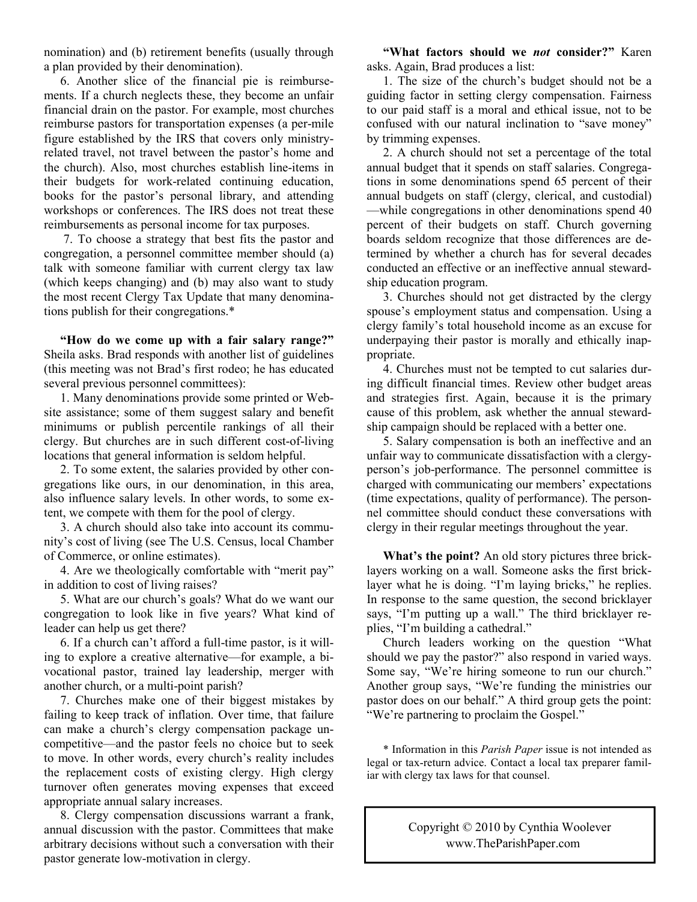nomination) and (b) retirement benefits (usually through a plan provided by their denomination).

6. Another slice of the financial pie is reimbursements. If a church neglects these, they become an unfair financial drain on the pastor. For example, most churches reimburse pastors for transportation expenses (a per-mile figure established by the IRS that covers only ministry-related travel, not travel between the pastor's home and the church). Also, most churches establish line-items in their budgets for work-related continuing education, books for the pastor's personal library, and attending workshops or conferences. The IRS does not treat these reimbursements as personal income for tax purposes.

7. To choose a strategy that best fits the pastor and congregation, a personnel committee member should (a) talk with someone familiar with current clergy tax law (which keeps changing) and (b) may also want to study the most recent Clergy Tax Update that many denominations publish for their congregations.*

**"How do we come up with a fair salary range?"** Sheila asks. Brad responds with another list of guidelines (this meeting was not Brad's first rodeo; he has educated several previous personnel committees):

1. Many denominations provide some printed or Website assistance; some of them suggest salary and benefit minimums or publish percentile rankings of all their clergy. But churches are in such different cost-of-living locations that general information is seldom helpful.

2. To some extent, the salaries provided by other congregations like ours, in our denomination, in this area, also influence salary levels. In other words, to some extent, we compete with them for the pool of clergy.

3. A church should also take into account its community's cost of living (see The U.S. Census, local Chamber of Commerce, or online estimates).

4. Are we theologically comfortable with "merit pay" in addition to cost of living raises?

5. What are our church's goals? What do we want our congregation to look like in five years? What kind of leader can help us get there?

6. If a church can't afford a full-time pastor, is it willing to explore a creative alternative—for example, a bi-vocational pastor, trained lay leadership, merger with another church, or a multi-point parish?

7. Churches make one of their biggest mistakes by failing to keep track of inflation. Over time, that failure can make a church's clergy compensation package uncompetitive—and the pastor feels no choice but to seek to move. In other words, every church's reality includes the replacement costs of existing clergy. High clergy turnover often generates moving expenses that exceed appropriate annual salary increases.

8. Clergy compensation discussions warrant a frank, annual discussion with the pastor. Committees that make arbitrary decisions without such a conversation with their pastor generate low-motivation in clergy.

**"What factors should we *not* consider?"** Karen asks. Again, Brad produces a list:

1. The size of the church's budget should not be a guiding factor in setting clergy compensation. Fairness to our paid staff is a moral and ethical issue, not to be confused with our natural inclination to "save money" by trimming expenses.

2. A church should not set a percentage of the total annual budget that it spends on staff salaries. Congregations in some denominations spend 65 percent of their annual budgets on staff (clergy, clerical, and custodial)—while congregations in other denominations spend 40 percent of their budgets on staff. Church governing boards seldom recognize that those differences are determined by whether a church has for several decades conducted an effective or an ineffective annual stewardship education program.

3. Churches should not get distracted by the clergy spouse's employment status and compensation. Using a clergy family's total household income as an excuse for underpaying their pastor is morally and ethically inappropriate.

4. Churches must not be tempted to cut salaries during difficult financial times. Review other budget areas and strategies first. Again, because it is the primary cause of this problem, ask whether the annual stewardship campaign should be replaced with a better one.

5. Salary compensation is both an ineffective and an unfair way to communicate dissatisfaction with a clergyperson's job-performance. The personnel committee is charged with communicating our members' expectations (time expectations, quality of performance). The personnel committee should conduct these conversations with clergy in their regular meetings throughout the year.

**What's the point?** An old story pictures three bricklayers working on a wall. Someone asks the first bricklayer what he is doing. "I'm laying bricks," he replies. In response to the same question, the second bricklayer says, "I'm putting up a wall." The third bricklayer replies, "I'm building a cathedral."

Church leaders working on the question "What should we pay the pastor?" also respond in varied ways. Some say, "We're hiring someone to run our church." Another group says, "We're funding the ministries our pastor does on our behalf." A third group gets the point: "We're partnering to proclaim the Gospel."

\* Information in this *Parish Paper* issue is not intended as legal or tax-return advice. Contact a local tax preparer familiar with clergy tax laws for that counsel.

Copyright © 2010 by Cynthia Woolever
www.TheParishPaper.com